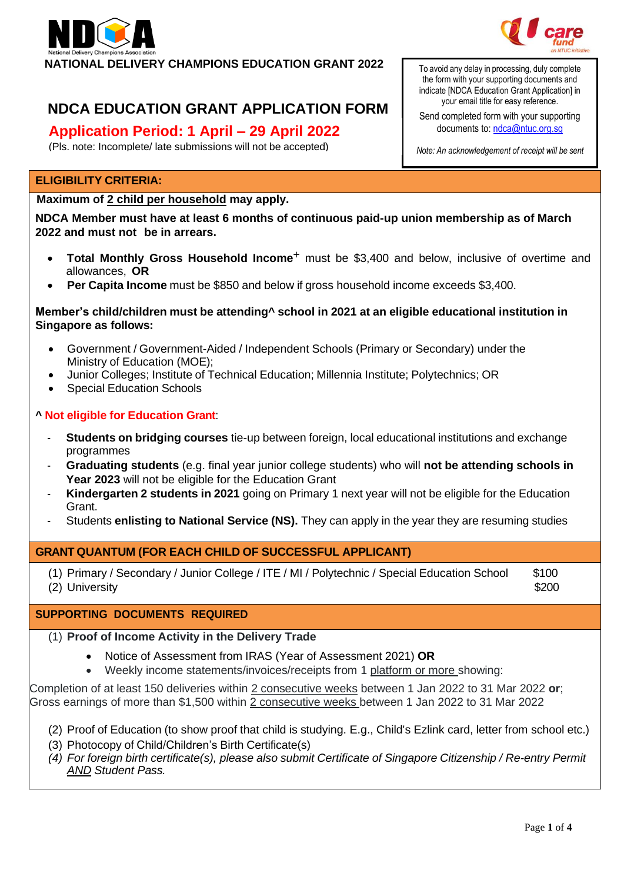NATIONAL DELIVERY CHAMPIONS EDUCATION GRANT 2022

# NDCA EDUCATION GRANT APPLICATION FORM

## Application Period: 1 April – 29 April 2022

(Pls. note: Incomplete/ late submissions will not be accepted)

To avoid any delay in processing, duly complete the form with your supporting documents and indicate [NDCA Education Grant Application] in your email title for easy reference.

Send completed form with your supporting documents to: ndca@ntuc.org.sg

*Note: An acknowledgement of receipt will be sent*

## ELIGIBILITY CRITERIA:

**Maximum of 2 child per household may apply.**

**NDCA Member must have at least 6 months of continuous paid-up union membership as of March 2022 and must not be in arrears.**

- **Total Monthly Gross Household Income**+ must be $3,400 and below, inclusive of overtime and allowances, **OR**
- **Per Capita Income** must be $850 and below if gross household income exceeds $3,400.

**Member's child/children must be attending^ school in 2021 at an eligible educational institution in Singapore as follows:**

- Government / Government-Aided / Independent Schools (Primary or Secondary) under the Ministry of Education (MOE);
- Junior Colleges; Institute of Technical Education; Millennia Institute; Polytechnics; OR
- Special Education Schools

**^ Not eligible for Education Grant**:

- **Students on bridging courses** tie-up between foreign, local educational institutions and exchange programmes
- **Graduating students** (e.g. final year junior college students) who will **not be attending schools in Year 2023** will not be eligible for the Education Grant
- **Kindergarten 2 students in 2021** going on Primary 1 next year will not be eligible for the Education Grant.
- Students **enlisting to National Service (NS).** They can apply in the year they are resuming studies

## GRANT QUANTUM (FOR EACH CHILD OF SUCCESSFUL APPLICANT)

| | |
|---|---|
| (1) Primary / Secondary / Junior College / ITE / MI / Polytechnic / Special Education School | $100 |
| (2) University | $200 |

## SUPPORTING DOCUMENTS REQUIRED

(1) **Proof of Income Activity in the Delivery Trade**

- Notice of Assessment from IRAS (Year of Assessment 2021) **OR**
- Weekly income statements/invoices/receipts from 1 platform or more showing:

Completion of at least 150 deliveries within 2 consecutive weeks between 1 Jan 2022 to 31 Mar 2022 **or**;
Gross earnings of more than $1,500 within 2 consecutive weeks between 1 Jan 2022 to 31 Mar 2022

(2) Proof of Education (to show proof that child is studying. E.g., Child's Ezlink card, letter from school etc.)

(3) Photocopy of Child/Children's Birth Certificate(s)

*(4) For foreign birth certificate(s), please also submit Certificate of Singapore Citizenship / Re-entry Permit AND Student Pass.*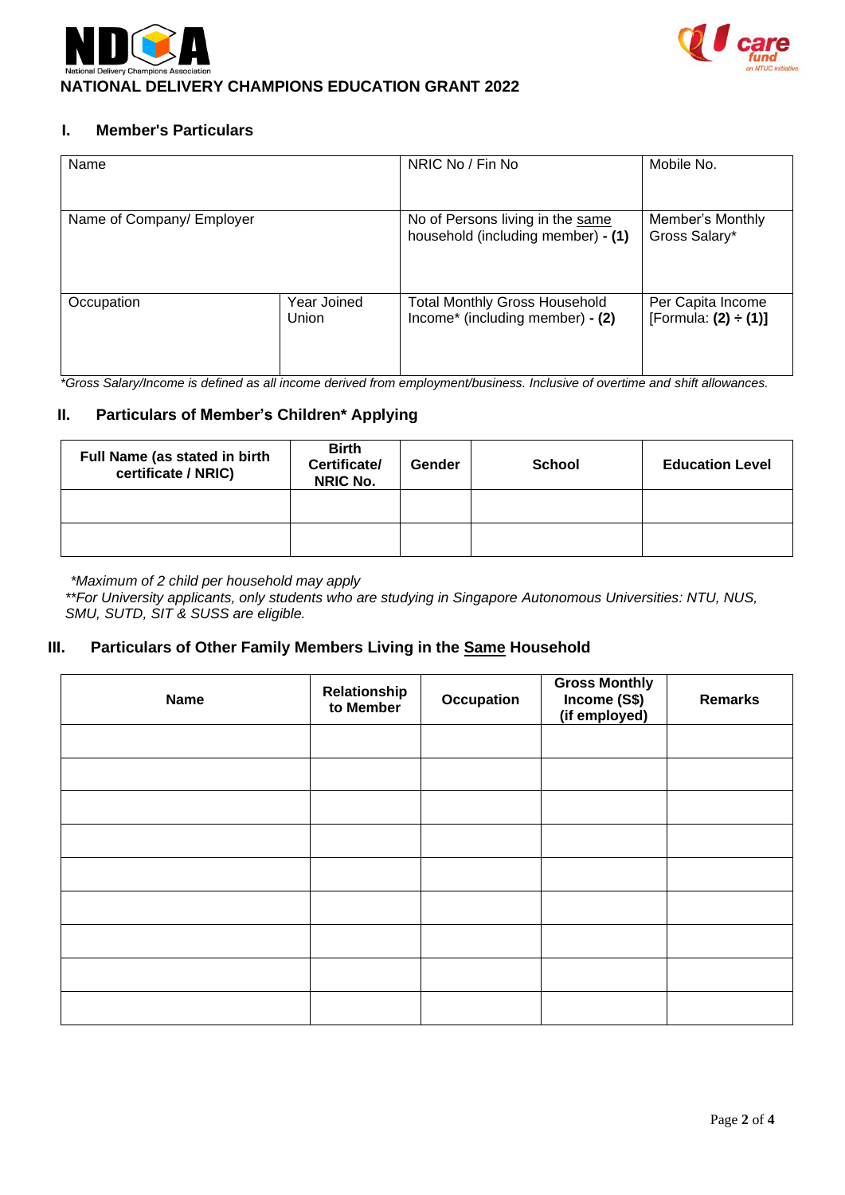# NATIONAL DELIVERY CHAMPIONS EDUCATION GRANT 2022

## I. Member's Particulars

| Name | | NRIC No / Fin No | Mobile No. |
|---|---|---|---|
| Name of Company/ Employer | | No of Persons living in the same household (including member) **- (1)** | Member's Monthly Gross Salary* |
| Occupation | Year Joined Union | Total Monthly Gross Household Income* (including member) **- (2)** | Per Capita Income [Formula: **(2)** ÷ **(1)**] |

*\*Gross Salary/Income is defined as all income derived from employment/business. Inclusive of overtime and shift allowances.*

## II. Particulars of Member's Children* Applying

| Full Name (as stated in birth certificate / NRIC) | Birth Certificate/ NRIC No. | Gender | School | Education Level |
|---|---|---|---|---|
| | | | | |
| | | | | |

*\*Maximum of 2 child per household may apply*

*\*\*For University applicants, only students who are studying in Singapore Autonomous Universities: NTU, NUS, SMU, SUTD, SIT & SUSS are eligible.*

## III. Particulars of Other Family Members Living in the Same Household

| Name | Relationship to Member | Occupation | Gross Monthly Income (S$) (if employed) | Remarks |
|---|---|---|---|---|
| | | | | |
| | | | | |
| | | | | |
| | | | | |
| | | | | |
| | | | | |
| | | | | |
| | | | | |
| | | | | |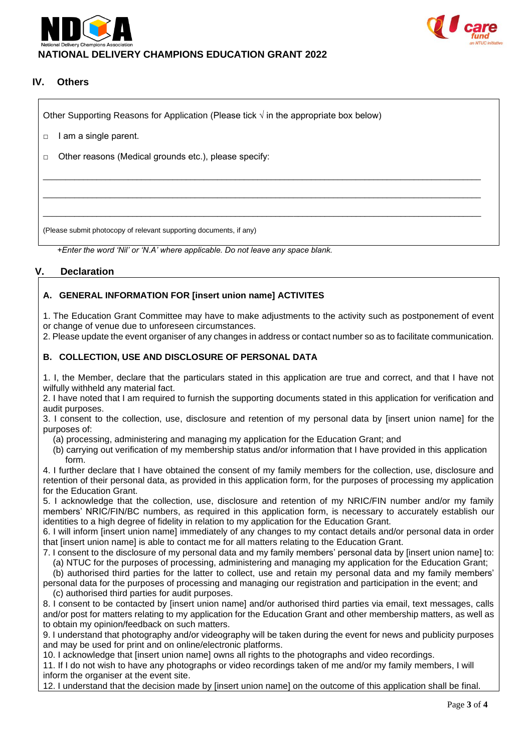NATIONAL DELIVERY CHAMPIONS EDUCATION GRANT 2022

## IV. Others

Other Supporting Reasons for Application (Please tick √ in the appropriate box below)

□ I am a single parent.

□ Other reasons (Medical grounds etc.), please specify:

\_\_\_\_\_\_\_\_\_\_\_\_\_\_\_\_\_\_\_\_\_\_\_\_\_\_\_\_\_\_\_\_\_\_\_\_\_\_\_\_\_\_\_\_\_\_\_\_\_\_\_\_\_\_\_\_\_\_\_\_\_\_\_\_\_\_\_\_\_\_\_\_\_\_\_\_\_\_

\_\_\_\_\_\_\_\_\_\_\_\_\_\_\_\_\_\_\_\_\_\_\_\_\_\_\_\_\_\_\_\_\_\_\_\_\_\_\_\_\_\_\_\_\_\_\_\_\_\_\_\_\_\_\_\_\_\_\_\_\_\_\_\_\_\_\_\_\_\_\_\_\_\_\_\_\_\_

\_\_\_\_\_\_\_\_\_\_\_\_\_\_\_\_\_\_\_\_\_\_\_\_\_\_\_\_\_\_\_\_\_\_\_\_\_\_\_\_\_\_\_\_\_\_\_\_\_\_\_\_\_\_\_\_\_\_\_\_\_\_\_\_\_\_\_\_\_\_\_\_\_\_\_\_\_\_

(Please submit photocopy of relevant supporting documents, if any)

*+Enter the word 'Nil' or 'N.A' where applicable. Do not leave any space blank.*

## V. Declaration

### A. GENERAL INFORMATION FOR [insert union name] ACTIVITES

1. The Education Grant Committee may have to make adjustments to the activity such as postponement of event or change of venue due to unforeseen circumstances.
2. Please update the event organiser of any changes in address or contact number so as to facilitate communication.

### B. COLLECTION, USE AND DISCLOSURE OF PERSONAL DATA

1. I, the Member, declare that the particulars stated in this application are true and correct, and that I have not wilfully withheld any material fact.
2. I have noted that I am required to furnish the supporting documents stated in this application for verification and audit purposes.
3. I consent to the collection, use, disclosure and retention of my personal data by [insert union name] for the purposes of:
   (a) processing, administering and managing my application for the Education Grant; and
   (b) carrying out verification of my membership status and/or information that I have provided in this application form.
4. I further declare that I have obtained the consent of my family members for the collection, use, disclosure and retention of their personal data, as provided in this application form, for the purposes of processing my application for the Education Grant.
5. I acknowledge that the collection, use, disclosure and retention of my NRIC/FIN number and/or my family members' NRIC/FIN/BC numbers, as required in this application form, is necessary to accurately establish our identities to a high degree of fidelity in relation to my application for the Education Grant.
6. I will inform [insert union name] immediately of any changes to my contact details and/or personal data in order that [insert union name] is able to contact me for all matters relating to the Education Grant.
7. I consent to the disclosure of my personal data and my family members' personal data by [insert union name] to:
   (a) NTUC for the purposes of processing, administering and managing my application for the Education Grant;
   (b) authorised third parties for the latter to collect, use and retain my personal data and my family members' personal data for the purposes of processing and managing our registration and participation in the event; and
   (c) authorised third parties for audit purposes.
8. I consent to be contacted by [insert union name] and/or authorised third parties via email, text messages, calls and/or post for matters relating to my application for the Education Grant and other membership matters, as well as to obtain my opinion/feedback on such matters.
9. I understand that photography and/or videography will be taken during the event for news and publicity purposes and may be used for print and on online/electronic platforms.
10. I acknowledge that [insert union name] owns all rights to the photographs and video recordings.
11. If I do not wish to have any photographs or video recordings taken of me and/or my family members, I will inform the organiser at the event site.
12. I understand that the decision made by [insert union name] on the outcome of this application shall be final.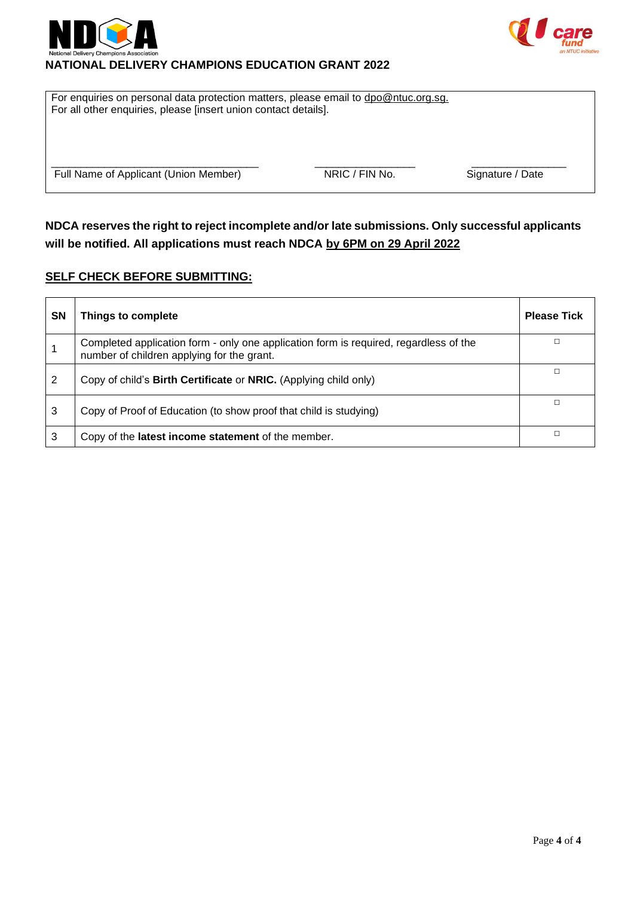NATIONAL DELIVERY CHAMPIONS EDUCATION GRANT 2022

For enquiries on personal data protection matters, please email to dpo@ntuc.org.sg.
For all other enquiries, please [insert union contact details].

| | | |
|---|---|---|
| ___________________________________ | _________________ | ________________ |
| Full Name of Applicant (Union Member) | NRIC / FIN No. | Signature / Date |

**NDCA reserves the right to reject incomplete and/or late submissions. Only successful applicants will be notified. All applications must reach NDCA <u>by 6PM on 29 April 2022</u>**

**<u>SELF CHECK BEFORE SUBMITTING:</u>**

| SN | Things to complete | Please Tick |
|---|---|---|
| 1 | Completed application form - only one application form is required, regardless of the number of children applying for the grant. | □ |
| 2 | Copy of child's **Birth Certificate** or **NRIC.** (Applying child only) | □ |
| 3 | Copy of Proof of Education (to show proof that child is studying) | □ |
| 3 | Copy of the **latest income statement** of the member. | □ |